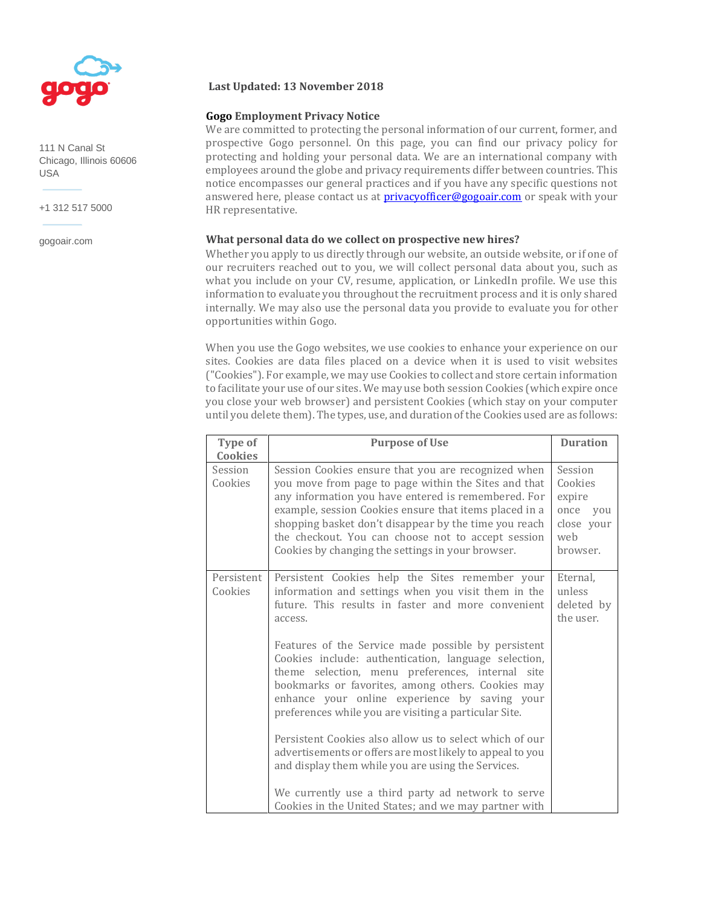111 N Canal St
Chicago, Illinois 60606
USA

+1 312 517 5000

gogoair.com

**Last Updated: 13 November 2018**

## Gogo Employment Privacy Notice

We are committed to protecting the personal information of our current, former, and prospective Gogo personnel. On this page, you can find our privacy policy for protecting and holding your personal data. We are an international company with employees around the globe and privacy requirements differ between countries. This notice encompasses our general practices and if you have any specific questions not answered here, please contact us at [privacyofficer@gogoair.com](mailto:privacyofficer@gogoair.com) or speak with your HR representative.

### What personal data do we collect on prospective new hires?

Whether you apply to us directly through our website, an outside website, or if one of our recruiters reached out to you, we will collect personal data about you, such as what you include on your CV, resume, application, or LinkedIn profile. We use this information to evaluate you throughout the recruitment process and it is only shared internally. We may also use the personal data you provide to evaluate you for other opportunities within Gogo.

When you use the Gogo websites, we use cookies to enhance your experience on our sites. Cookies are data files placed on a device when it is used to visit websites ("Cookies"). For example, we may use Cookies to collect and store certain information to facilitate your use of our sites. We may use both session Cookies (which expire once you close your web browser) and persistent Cookies (which stay on your computer until you delete them). The types, use, and duration of the Cookies used are as follows:

| Type of Cookies | Purpose of Use | Duration |
|---|---|---|
| Session Cookies | Session Cookies ensure that you are recognized when you move from page to page within the Sites and that any information you have entered is remembered. For example, session Cookies ensure that items placed in a shopping basket don't disappear by the time you reach the checkout. You can choose not to accept session Cookies by changing the settings in your browser. | Session Cookies expire once you close your web browser. |
| Persistent Cookies | Persistent Cookies help the Sites remember your information and settings when you visit them in the future. This results in faster and more convenient access.<br><br>Features of the Service made possible by persistent Cookies include: authentication, language selection, theme selection, menu preferences, internal site bookmarks or favorites, among others. Cookies may enhance your online experience by saving your preferences while you are visiting a particular Site.<br><br>Persistent Cookies also allow us to select which of our advertisements or offers are most likely to appeal to you and display them while you are using the Services.<br><br>We currently use a third party ad network to serve Cookies in the United States; and we may partner with | Eternal, unless deleted by the user. |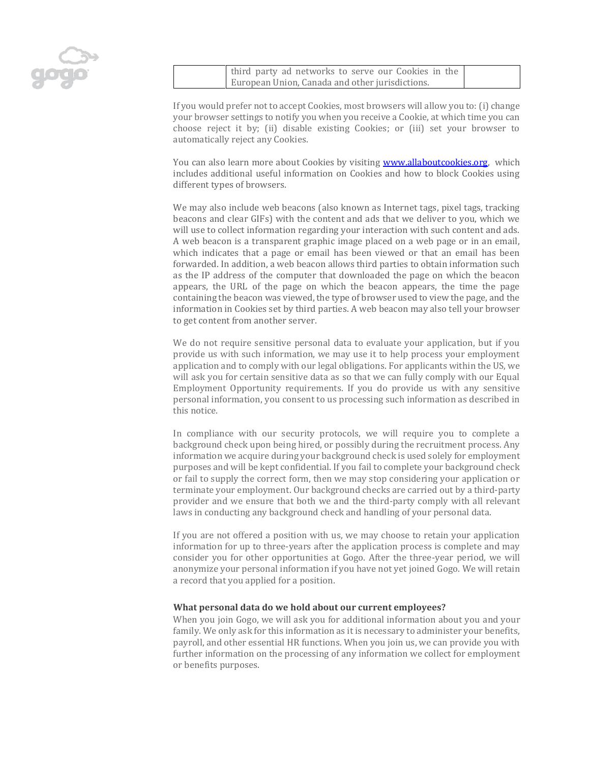| | third party ad networks to serve our Cookies in the European Union, Canada and other jurisdictions. | |
|---|---|---|

If you would prefer not to accept Cookies, most browsers will allow you to: (i) change your browser settings to notify you when you receive a Cookie, at which time you can choose reject it by; (ii) disable existing Cookies; or (iii) set your browser to automatically reject any Cookies.

You can also learn more about Cookies by visiting [www.allaboutcookies.org](http://www.allaboutcookies.org), which includes additional useful information on Cookies and how to block Cookies using different types of browsers.

We may also include web beacons (also known as Internet tags, pixel tags, tracking beacons and clear GIFs) with the content and ads that we deliver to you, which we will use to collect information regarding your interaction with such content and ads. A web beacon is a transparent graphic image placed on a web page or in an email, which indicates that a page or email has been viewed or that an email has been forwarded. In addition, a web beacon allows third parties to obtain information such as the IP address of the computer that downloaded the page on which the beacon appears, the URL of the page on which the beacon appears, the time the page containing the beacon was viewed, the type of browser used to view the page, and the information in Cookies set by third parties. A web beacon may also tell your browser to get content from another server.

We do not require sensitive personal data to evaluate your application, but if you provide us with such information, we may use it to help process your employment application and to comply with our legal obligations. For applicants within the US, we will ask you for certain sensitive data as so that we can fully comply with our Equal Employment Opportunity requirements. If you do provide us with any sensitive personal information, you consent to us processing such information as described in this notice.

In compliance with our security protocols, we will require you to complete a background check upon being hired, or possibly during the recruitment process. Any information we acquire during your background check is used solely for employment purposes and will be kept confidential. If you fail to complete your background check or fail to supply the correct form, then we may stop considering your application or terminate your employment. Our background checks are carried out by a third-party provider and we ensure that both we and the third-party comply with all relevant laws in conducting any background check and handling of your personal data.

If you are not offered a position with us, we may choose to retain your application information for up to three-years after the application process is complete and may consider you for other opportunities at Gogo. After the three-year period, we will anonymize your personal information if you have not yet joined Gogo. We will retain a record that you applied for a position.

**What personal data do we hold about our current employees?**

When you join Gogo, we will ask you for additional information about you and your family. We only ask for this information as it is necessary to administer your benefits, payroll, and other essential HR functions. When you join us, we can provide you with further information on the processing of any information we collect for employment or benefits purposes.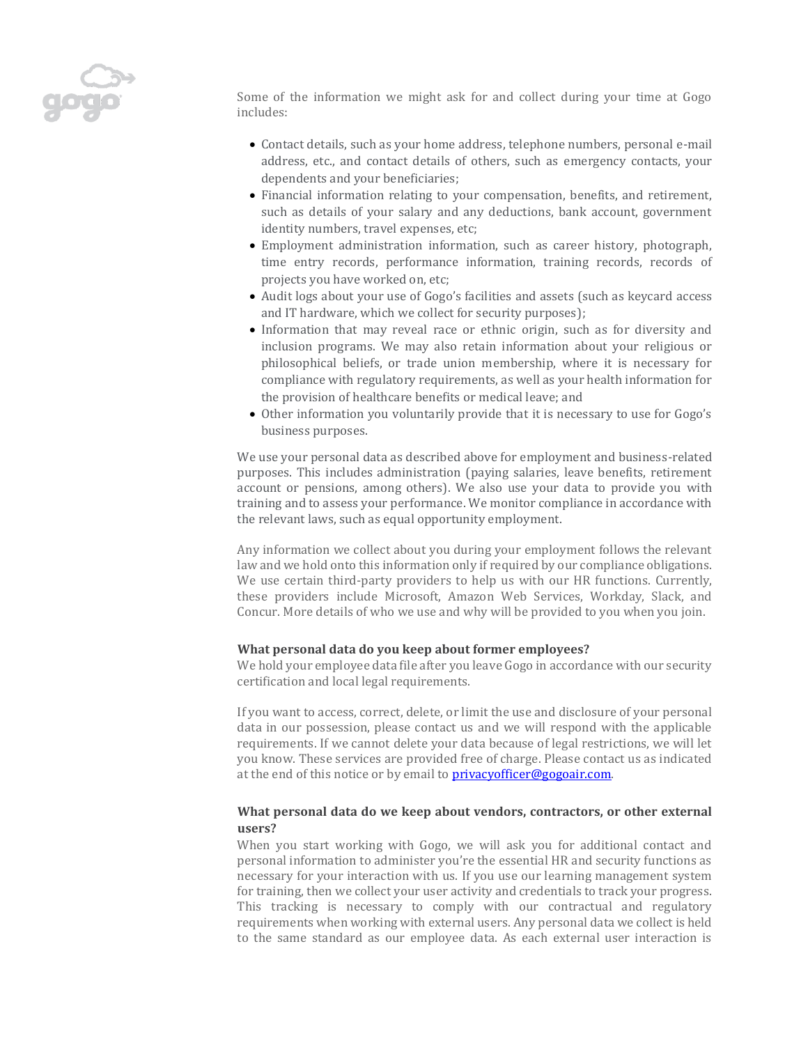Some of the information we might ask for and collect during your time at Gogo includes:

- Contact details, such as your home address, telephone numbers, personal e-mail address, etc., and contact details of others, such as emergency contacts, your dependents and your beneficiaries;
- Financial information relating to your compensation, benefits, and retirement, such as details of your salary and any deductions, bank account, government identity numbers, travel expenses, etc;
- Employment administration information, such as career history, photograph, time entry records, performance information, training records, records of projects you have worked on, etc;
- Audit logs about your use of Gogo's facilities and assets (such as keycard access and IT hardware, which we collect for security purposes);
- Information that may reveal race or ethnic origin, such as for diversity and inclusion programs. We may also retain information about your religious or philosophical beliefs, or trade union membership, where it is necessary for compliance with regulatory requirements, as well as your health information for the provision of healthcare benefits or medical leave; and
- Other information you voluntarily provide that it is necessary to use for Gogo's business purposes.

We use your personal data as described above for employment and business-related purposes. This includes administration (paying salaries, leave benefits, retirement account or pensions, among others). We also use your data to provide you with training and to assess your performance. We monitor compliance in accordance with the relevant laws, such as equal opportunity employment.

Any information we collect about you during your employment follows the relevant law and we hold onto this information only if required by our compliance obligations. We use certain third-party providers to help us with our HR functions. Currently, these providers include Microsoft, Amazon Web Services, Workday, Slack, and Concur. More details of who we use and why will be provided to you when you join.

**What personal data do you keep about former employees?**
We hold your employee data file after you leave Gogo in accordance with our security certification and local legal requirements.

If you want to access, correct, delete, or limit the use and disclosure of your personal data in our possession, please contact us and we will respond with the applicable requirements. If we cannot delete your data because of legal restrictions, we will let you know. These services are provided free of charge. Please contact us as indicated at the end of this notice or by email to [privacyofficer@gogoair.com](mailto:privacyofficer@gogoair.com).

**What personal data do we keep about vendors, contractors, or other external users?**
When you start working with Gogo, we will ask you for additional contact and personal information to administer you're the essential HR and security functions as necessary for your interaction with us. If you use our learning management system for training, then we collect your user activity and credentials to track your progress. This tracking is necessary to comply with our contractual and regulatory requirements when working with external users. Any personal data we collect is held to the same standard as our employee data. As each external user interaction is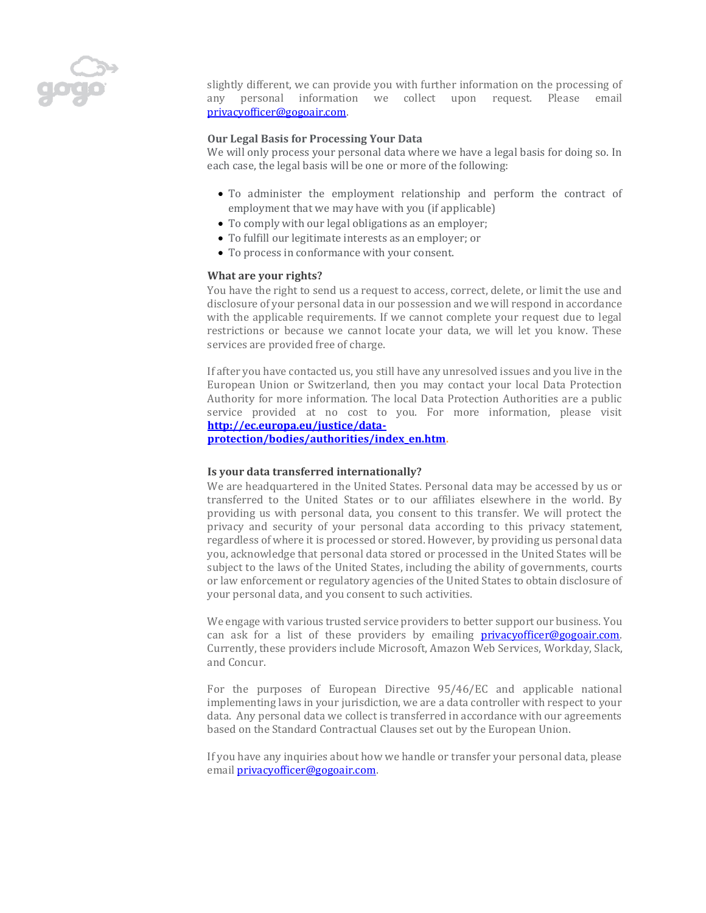slightly different, we can provide you with further information on the processing of any personal information we collect upon request. Please email privacyofficer@gogoair.com.

**Our Legal Basis for Processing Your Data**

We will only process your personal data where we have a legal basis for doing so. In each case, the legal basis will be one or more of the following:

- To administer the employment relationship and perform the contract of employment that we may have with you (if applicable)
- To comply with our legal obligations as an employer;
- To fulfill our legitimate interests as an employer; or
- To process in conformance with your consent.

**What are your rights?**

You have the right to send us a request to access, correct, delete, or limit the use and disclosure of your personal data in our possession and we will respond in accordance with the applicable requirements. If we cannot complete your request due to legal restrictions or because we cannot locate your data, we will let you know. These services are provided free of charge.

If after you have contacted us, you still have any unresolved issues and you live in the European Union or Switzerland, then you may contact your local Data Protection Authority for more information. The local Data Protection Authorities are a public service provided at no cost to you. For more information, please visit **http://ec.europa.eu/justice/data-protection/bodies/authorities/index_en.htm**.

**Is your data transferred internationally?**

We are headquartered in the United States. Personal data may be accessed by us or transferred to the United States or to our affiliates elsewhere in the world. By providing us with personal data, you consent to this transfer. We will protect the privacy and security of your personal data according to this privacy statement, regardless of where it is processed or stored. However, by providing us personal data you, acknowledge that personal data stored or processed in the United States will be subject to the laws of the United States, including the ability of governments, courts or law enforcement or regulatory agencies of the United States to obtain disclosure of your personal data, and you consent to such activities.

We engage with various trusted service providers to better support our business. You can ask for a list of these providers by emailing privacyofficer@gogoair.com. Currently, these providers include Microsoft, Amazon Web Services, Workday, Slack, and Concur.

For the purposes of European Directive 95/46/EC and applicable national implementing laws in your jurisdiction, we are a data controller with respect to your data. Any personal data we collect is transferred in accordance with our agreements based on the Standard Contractual Clauses set out by the European Union.

If you have any inquiries about how we handle or transfer your personal data, please email privacyofficer@gogoair.com.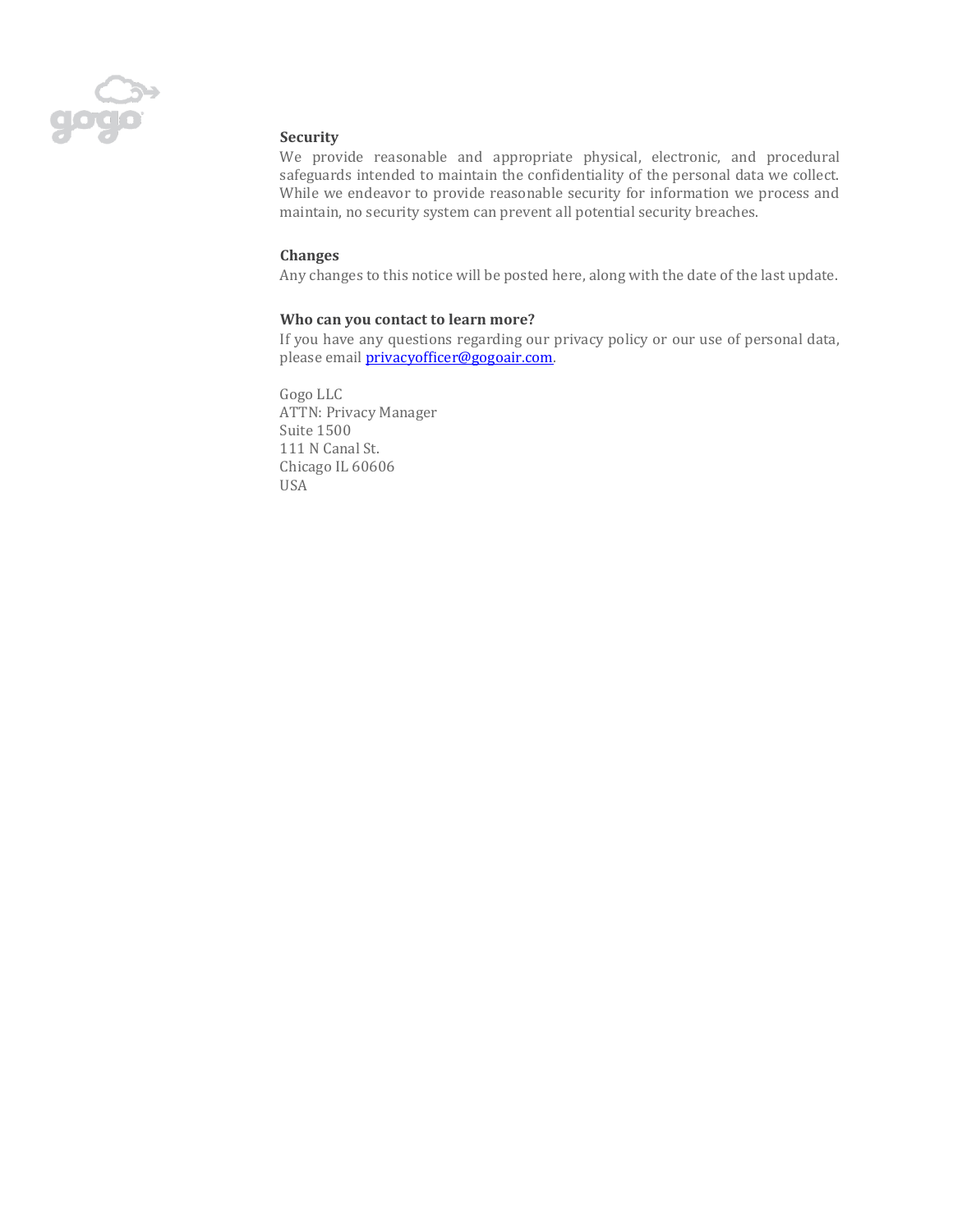### Security

We provide reasonable and appropriate physical, electronic, and procedural safeguards intended to maintain the confidentiality of the personal data we collect. While we endeavor to provide reasonable security for information we process and maintain, no security system can prevent all potential security breaches.

### Changes

Any changes to this notice will be posted here, along with the date of the last update.

### Who can you contact to learn more?

If you have any questions regarding our privacy policy or our use of personal data, please email [privacyofficer@gogoair.com](mailto:privacyofficer@gogoair.com).

Gogo LLC
ATTN: Privacy Manager
Suite 1500
111 N Canal St.
Chicago IL 60606
USA